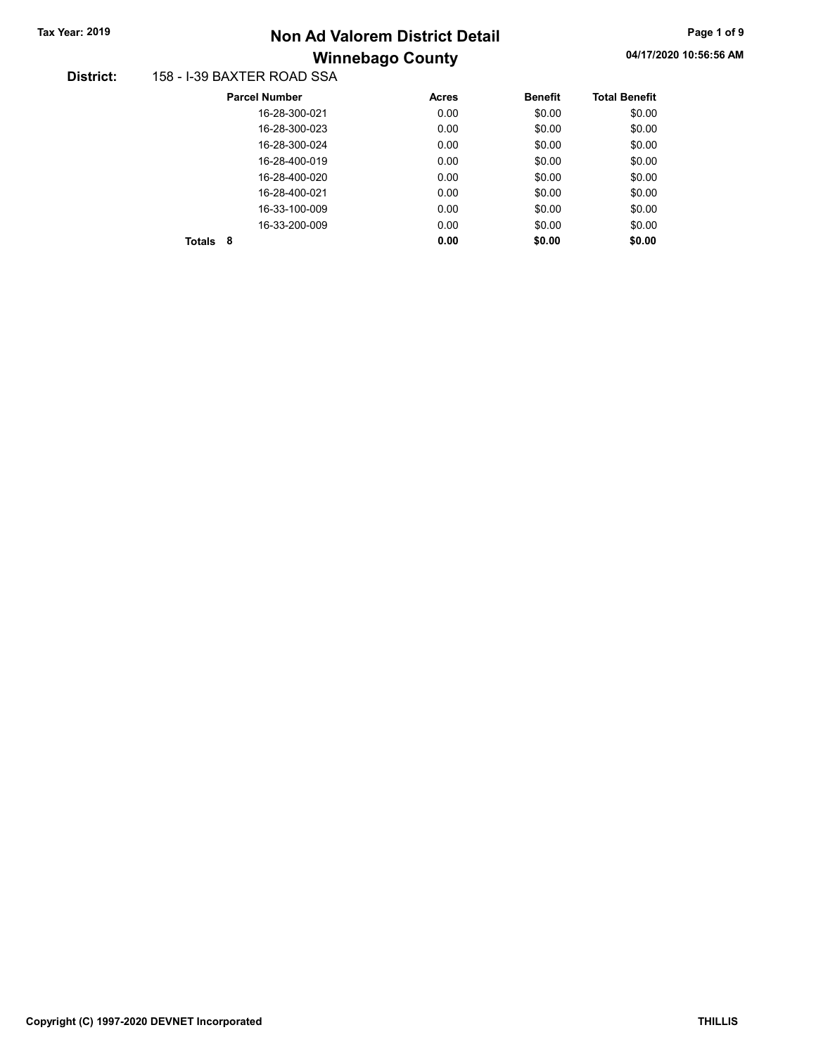# Non Ad Valorem District Detail
## Winnebago County

**Tax Year: 2019**

04/17/2020 10:56:56 AM

**District:** 158 - I-39 BAXTER ROAD SSA

| | Parcel Number | Acres | Benefit | Total Benefit |
|---|---|---|---|---|
| | 16-28-300-021 | 0.00 | $0.00 | $0.00 |
| | 16-28-300-023 | 0.00 | $0.00 | $0.00 |
| | 16-28-300-024 | 0.00 | $0.00 | $0.00 |
| | 16-28-400-019 | 0.00 | $0.00 | $0.00 |
| | 16-28-400-020 | 0.00 | $0.00 | $0.00 |
| | 16-28-400-021 | 0.00 | $0.00 | $0.00 |
| | 16-33-100-009 | 0.00 | $0.00 | $0.00 |
| | 16-33-200-009 | 0.00 | $0.00 | $0.00 |
| **Totals** | **8** | **0.00** | **$0.00** | **$0.00** |

**Copyright (C) 1997-2020 DEVNET Incorporated** **THILLIS**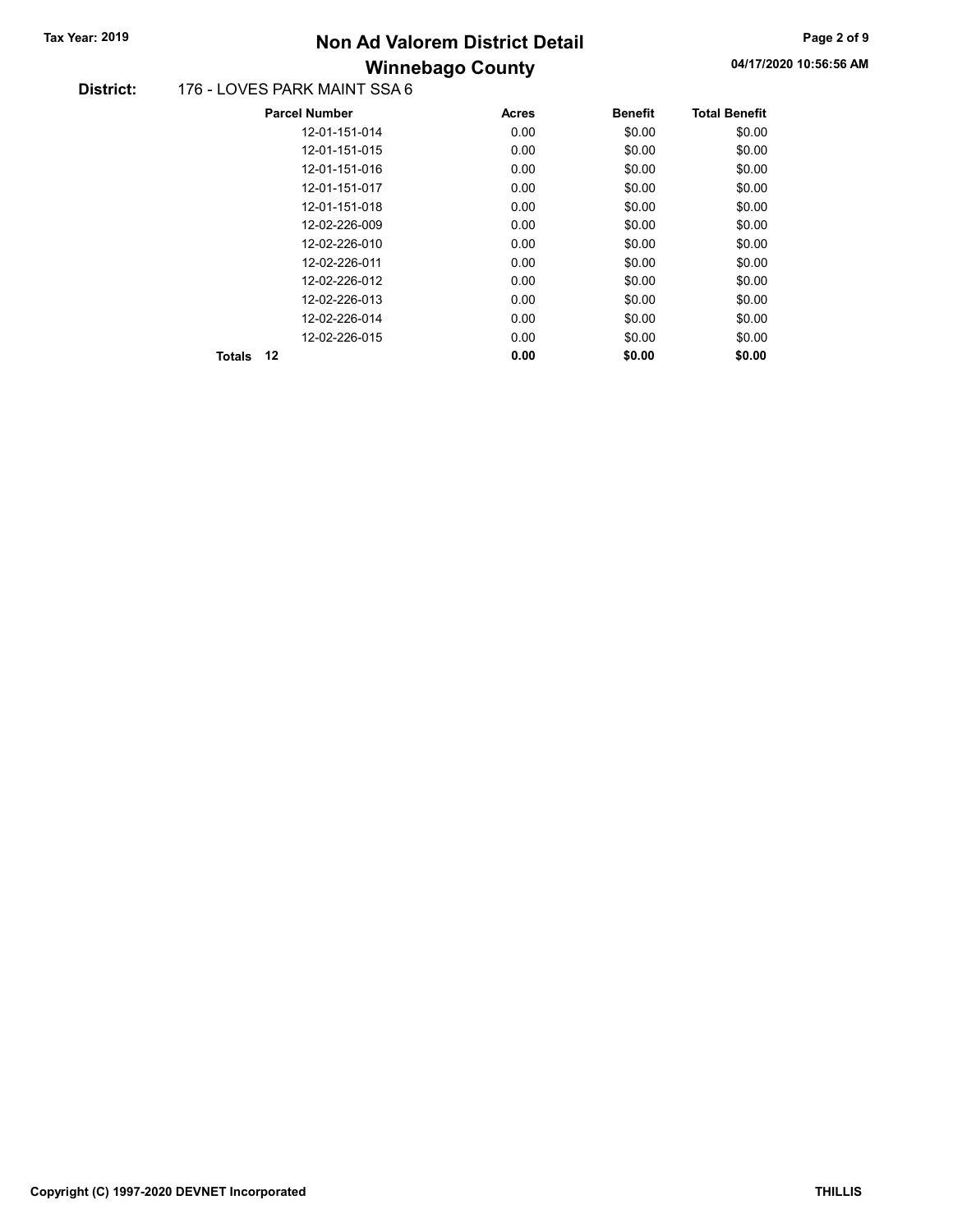# Non Ad Valorem District Detail

## Winnebago County

Tax Year: 2019

04/17/2020 10:56:56 AM

**District:** 176 - LOVES PARK MAINT SSA 6

| Parcel Number | Acres | Benefit | Total Benefit |
|---|---|---|---|
| 12-01-151-014 | 0.00 | $0.00 | $0.00 |
| 12-01-151-015 | 0.00 | $0.00 | $0.00 |
| 12-01-151-016 | 0.00 | $0.00 | $0.00 |
| 12-01-151-017 | 0.00 | $0.00 | $0.00 |
| 12-01-151-018 | 0.00 | $0.00 | $0.00 |
| 12-02-226-009 | 0.00 | $0.00 | $0.00 |
| 12-02-226-010 | 0.00 | $0.00 | $0.00 |
| 12-02-226-011 | 0.00 | $0.00 | $0.00 |
| 12-02-226-012 | 0.00 | $0.00 | $0.00 |
| 12-02-226-013 | 0.00 | $0.00 | $0.00 |
| 12-02-226-014 | 0.00 | $0.00 | $0.00 |
| 12-02-226-015 | 0.00 | $0.00 | $0.00 |
| **Totals 12** | **0.00** | **$0.00** | **$0.00** |

Copyright (C) 1997-2020 DEVNET Incorporated

THILLIS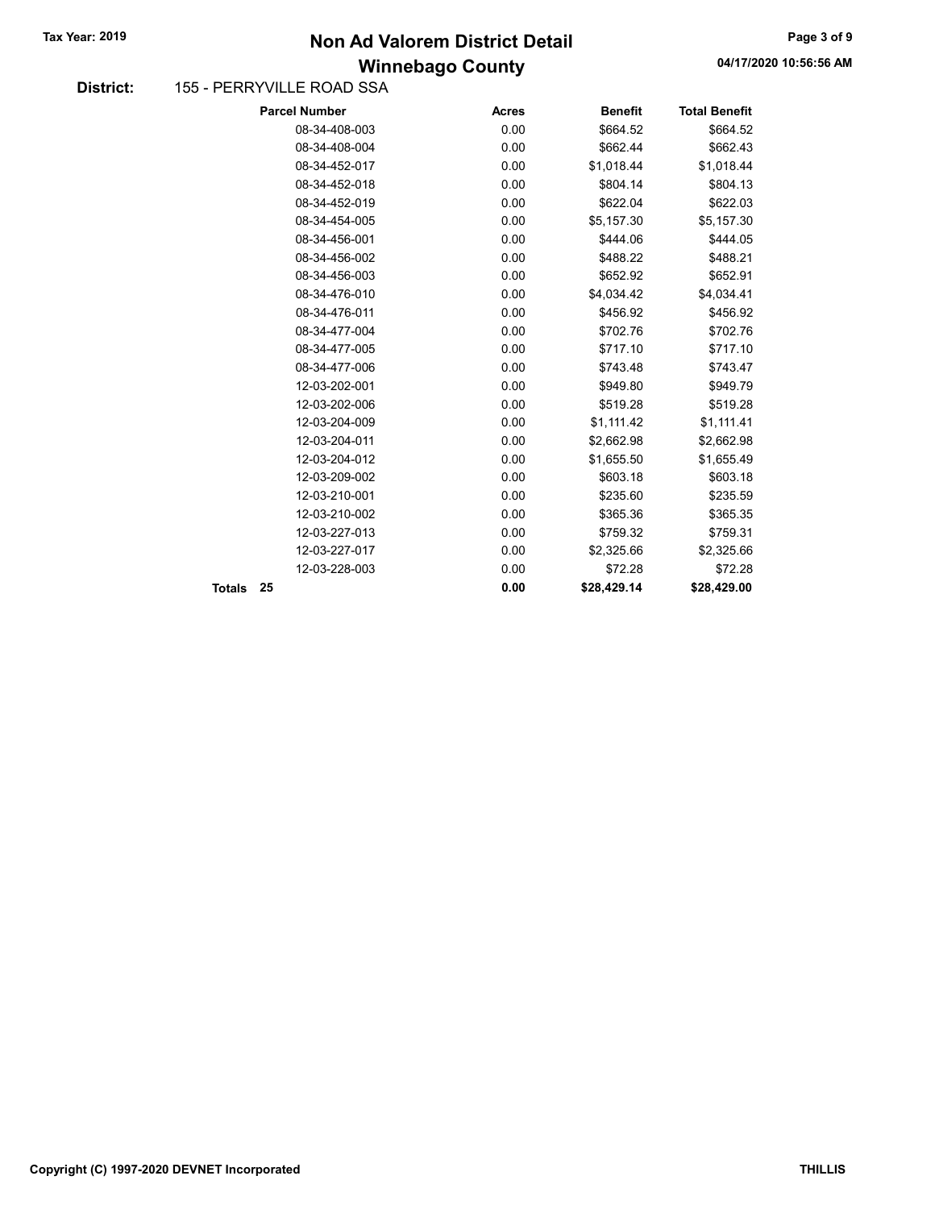# Non Ad Valorem District Detail

## Winnebago County

**Tax Year: 2019**

**District:** 155 - PERRYVILLE ROAD SSA

| Parcel Number | Acres | Benefit | Total Benefit |
|---|---|---|---|
| 08-34-408-003 | 0.00 | $664.52 | $664.52 |
| 08-34-408-004 | 0.00 | $662.44 | $662.43 |
| 08-34-452-017 | 0.00 | $1,018.44 | $1,018.44 |
| 08-34-452-018 | 0.00 | $804.14 | $804.13 |
| 08-34-452-019 | 0.00 | $622.04 | $622.03 |
| 08-34-454-005 | 0.00 | $5,157.30 | $5,157.30 |
| 08-34-456-001 | 0.00 | $444.06 | $444.05 |
| 08-34-456-002 | 0.00 | $488.22 | $488.21 |
| 08-34-456-003 | 0.00 | $652.92 | $652.91 |
| 08-34-476-010 | 0.00 | $4,034.42 | $4,034.41 |
| 08-34-476-011 | 0.00 | $456.92 | $456.92 |
| 08-34-477-004 | 0.00 | $702.76 | $702.76 |
| 08-34-477-005 | 0.00 | $717.10 | $717.10 |
| 08-34-477-006 | 0.00 | $743.48 | $743.47 |
| 12-03-202-001 | 0.00 | $949.80 | $949.79 |
| 12-03-202-006 | 0.00 | $519.28 | $519.28 |
| 12-03-204-009 | 0.00 | $1,111.42 | $1,111.41 |
| 12-03-204-011 | 0.00 | $2,662.98 | $2,662.98 |
| 12-03-204-012 | 0.00 | $1,655.50 | $1,655.49 |
| 12-03-209-002 | 0.00 | $603.18 | $603.18 |
| 12-03-210-001 | 0.00 | $235.60 | $235.59 |
| 12-03-210-002 | 0.00 | $365.36 | $365.35 |
| 12-03-227-013 | 0.00 | $759.32 | $759.31 |
| 12-03-227-017 | 0.00 | $2,325.66 | $2,325.66 |
| 12-03-228-003 | 0.00 | $72.28 | $72.28 |
| **Totals 25** | **0.00** | **$28,429.14** | **$28,429.00** |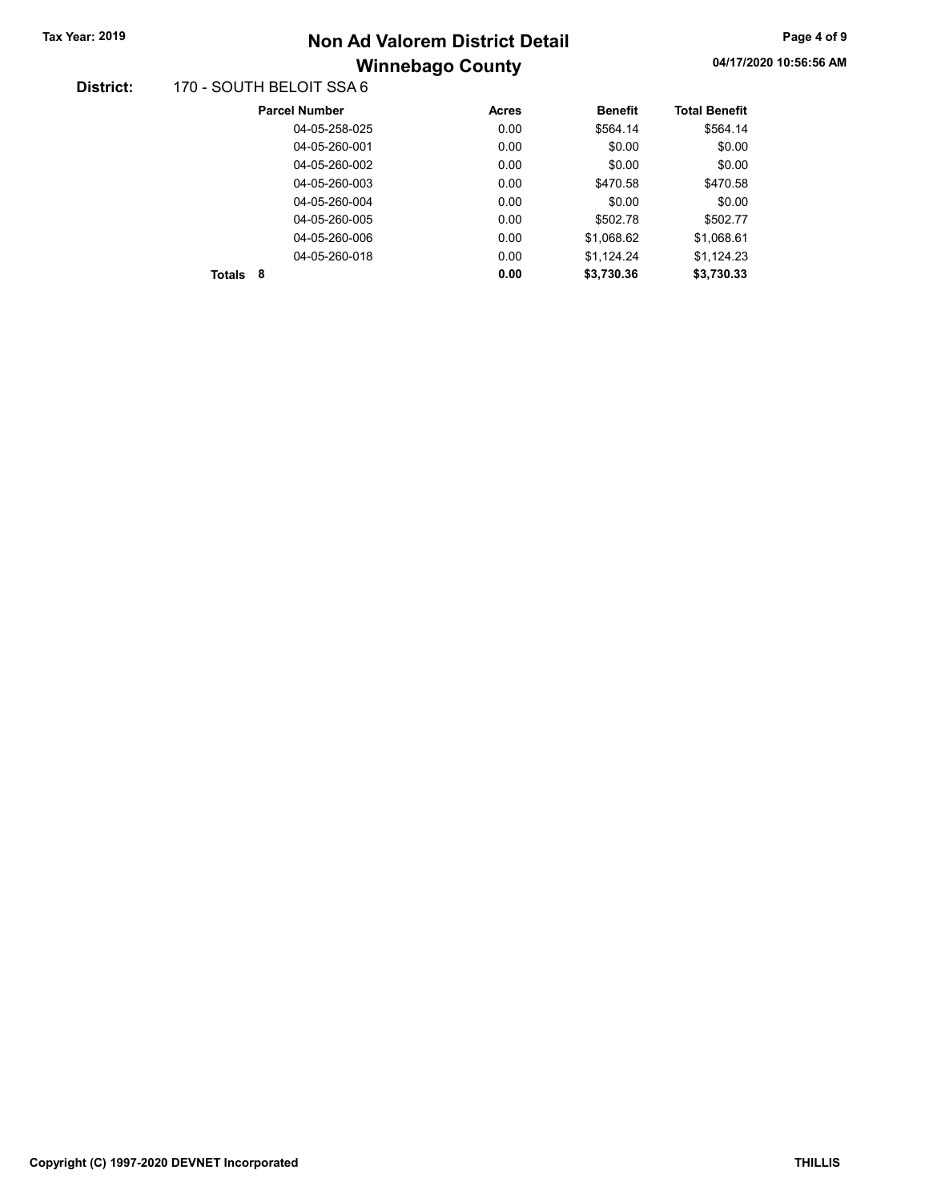**District:** 170 - SOUTH BELOIT SSA 6

| Parcel Number | Acres | Benefit | Total Benefit |
|---|---|---|---|
| 04-05-258-025 | 0.00 | $564.14 | $564.14 |
| 04-05-260-001 | 0.00 | $0.00 | $0.00 |
| 04-05-260-002 | 0.00 | $0.00 | $0.00 |
| 04-05-260-003 | 0.00 | $470.58 | $470.58 |
| 04-05-260-004 | 0.00 | $0.00 | $0.00 |
| 04-05-260-005 | 0.00 | $502.78 | $502.77 |
| 04-05-260-006 | 0.00 | $1,068.62 | $1,068.61 |
| 04-05-260-018 | 0.00 | $1,124.24 | $1,124.23 |
| **Totals 8** | **0.00** | **$3,730.36** | **$3,730.33** |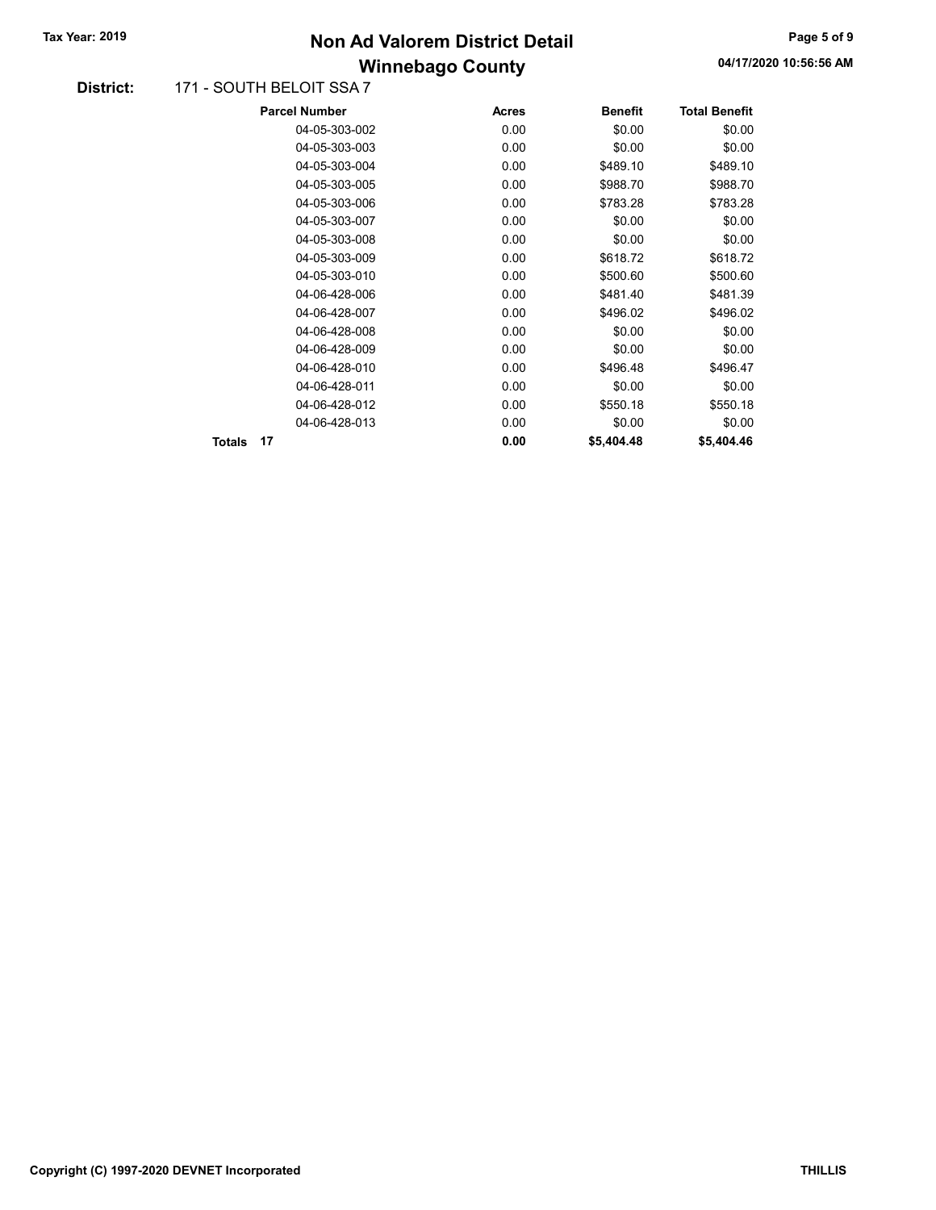**Tax Year: 2019**

# Non Ad Valorem District Detail
## Winnebago County

04/17/2020 10:56:56 AM

**District:** 171 - SOUTH BELOIT SSA 7

| Parcel Number | Acres | Benefit | Total Benefit |
|---|---|---|---|
| 04-05-303-002 | 0.00 | $0.00 | $0.00 |
| 04-05-303-003 | 0.00 | $0.00 | $0.00 |
| 04-05-303-004 | 0.00 | $489.10 | $489.10 |
| 04-05-303-005 | 0.00 | $988.70 | $988.70 |
| 04-05-303-006 | 0.00 | $783.28 | $783.28 |
| 04-05-303-007 | 0.00 | $0.00 | $0.00 |
| 04-05-303-008 | 0.00 | $0.00 | $0.00 |
| 04-05-303-009 | 0.00 | $618.72 | $618.72 |
| 04-05-303-010 | 0.00 | $500.60 | $500.60 |
| 04-06-428-006 | 0.00 | $481.40 | $481.39 |
| 04-06-428-007 | 0.00 | $496.02 | $496.02 |
| 04-06-428-008 | 0.00 | $0.00 | $0.00 |
| 04-06-428-009 | 0.00 | $0.00 | $0.00 |
| 04-06-428-010 | 0.00 | $496.48 | $496.47 |
| 04-06-428-011 | 0.00 | $0.00 | $0.00 |
| 04-06-428-012 | 0.00 | $550.18 | $550.18 |
| 04-06-428-013 | 0.00 | $0.00 | $0.00 |
| **Totals 17** | **0.00** | **$5,404.48** | **$5,404.46** |

Copyright (C) 1997-2020 DEVNET Incorporated

THILLIS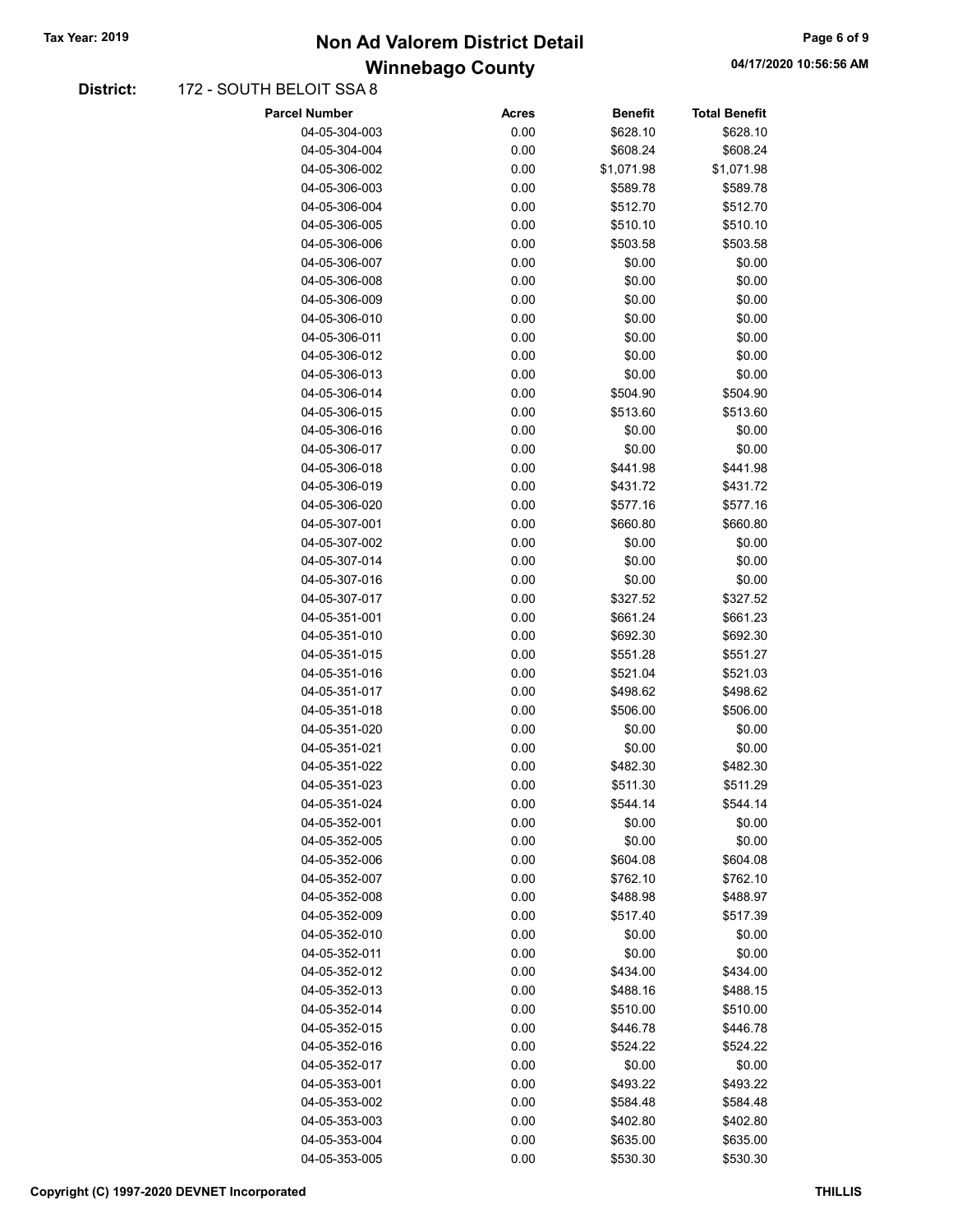# Non Ad Valorem District Detail

## Winnebago County

Tax Year: 2019

04/17/2020 10:56:56 AM

**District:** 172 - SOUTH BELOIT SSA 8

| Parcel Number | Acres | Benefit | Total Benefit |
|---|---|---|---|
| 04-05-304-003 | 0.00 | $628.10 | $628.10 |
| 04-05-304-004 | 0.00 | $608.24 | $608.24 |
| 04-05-306-002 | 0.00 | $1,071.98 | $1,071.98 |
| 04-05-306-003 | 0.00 | $589.78 | $589.78 |
| 04-05-306-004 | 0.00 | $512.70 | $512.70 |
| 04-05-306-005 | 0.00 | $510.10 | $510.10 |
| 04-05-306-006 | 0.00 | $503.58 | $503.58 |
| 04-05-306-007 | 0.00 | $0.00 | $0.00 |
| 04-05-306-008 | 0.00 | $0.00 | $0.00 |
| 04-05-306-009 | 0.00 | $0.00 | $0.00 |
| 04-05-306-010 | 0.00 | $0.00 | $0.00 |
| 04-05-306-011 | 0.00 | $0.00 | $0.00 |
| 04-05-306-012 | 0.00 | $0.00 | $0.00 |
| 04-05-306-013 | 0.00 | $0.00 | $0.00 |
| 04-05-306-014 | 0.00 | $504.90 | $504.90 |
| 04-05-306-015 | 0.00 | $513.60 | $513.60 |
| 04-05-306-016 | 0.00 | $0.00 | $0.00 |
| 04-05-306-017 | 0.00 | $0.00 | $0.00 |
| 04-05-306-018 | 0.00 | $441.98 | $441.98 |
| 04-05-306-019 | 0.00 | $431.72 | $431.72 |
| 04-05-306-020 | 0.00 | $577.16 | $577.16 |
| 04-05-307-001 | 0.00 | $660.80 | $660.80 |
| 04-05-307-002 | 0.00 | $0.00 | $0.00 |
| 04-05-307-014 | 0.00 | $0.00 | $0.00 |
| 04-05-307-016 | 0.00 | $0.00 | $0.00 |
| 04-05-307-017 | 0.00 | $327.52 | $327.52 |
| 04-05-351-001 | 0.00 | $661.24 | $661.23 |
| 04-05-351-010 | 0.00 | $692.30 | $692.30 |
| 04-05-351-015 | 0.00 | $551.28 | $551.27 |
| 04-05-351-016 | 0.00 | $521.04 | $521.03 |
| 04-05-351-017 | 0.00 | $498.62 | $498.62 |
| 04-05-351-018 | 0.00 | $506.00 | $506.00 |
| 04-05-351-020 | 0.00 | $0.00 | $0.00 |
| 04-05-351-021 | 0.00 | $0.00 | $0.00 |
| 04-05-351-022 | 0.00 | $482.30 | $482.30 |
| 04-05-351-023 | 0.00 | $511.30 | $511.29 |
| 04-05-351-024 | 0.00 | $544.14 | $544.14 |
| 04-05-352-001 | 0.00 | $0.00 | $0.00 |
| 04-05-352-005 | 0.00 | $0.00 | $0.00 |
| 04-05-352-006 | 0.00 | $604.08 | $604.08 |
| 04-05-352-007 | 0.00 | $762.10 | $762.10 |
| 04-05-352-008 | 0.00 | $488.98 | $488.97 |
| 04-05-352-009 | 0.00 | $517.40 | $517.39 |
| 04-05-352-010 | 0.00 | $0.00 | $0.00 |
| 04-05-352-011 | 0.00 | $0.00 | $0.00 |
| 04-05-352-012 | 0.00 | $434.00 | $434.00 |
| 04-05-352-013 | 0.00 | $488.16 | $488.15 |
| 04-05-352-014 | 0.00 | $510.00 | $510.00 |
| 04-05-352-015 | 0.00 | $446.78 | $446.78 |
| 04-05-352-016 | 0.00 | $524.22 | $524.22 |
| 04-05-352-017 | 0.00 | $0.00 | $0.00 |
| 04-05-353-001 | 0.00 | $493.22 | $493.22 |
| 04-05-353-002 | 0.00 | $584.48 | $584.48 |
| 04-05-353-003 | 0.00 | $402.80 | $402.80 |
| 04-05-353-004 | 0.00 | $635.00 | $635.00 |
| 04-05-353-005 | 0.00 | $530.30 | $530.30 |

Copyright (C) 1997-2020 DEVNET Incorporated — THILLIS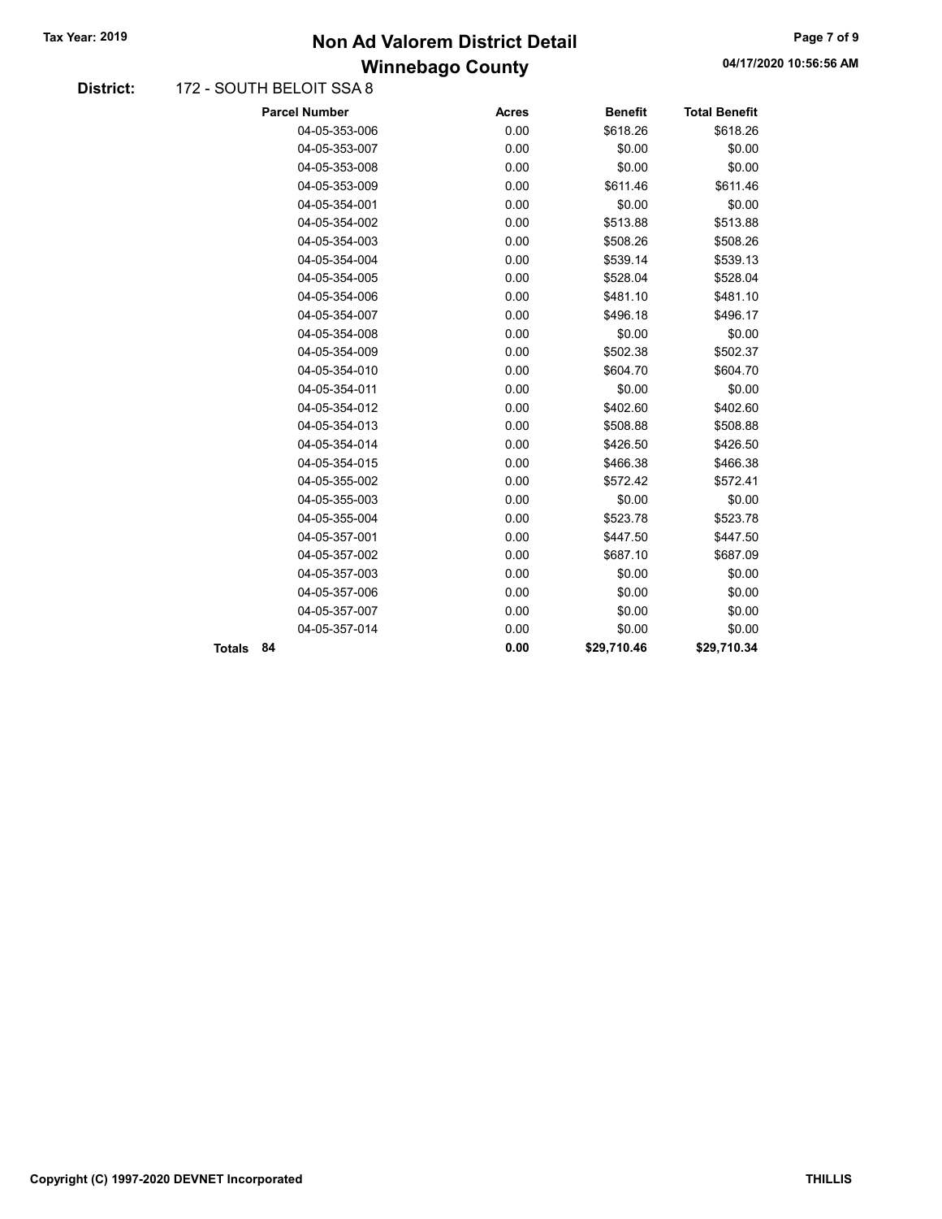**District:** 172 - SOUTH BELOIT SSA 8

| Parcel Number | Acres | Benefit | Total Benefit |
|---|---|---|---|
| 04-05-353-006 | 0.00 | $618.26 | $618.26 |
| 04-05-353-007 | 0.00 | $0.00 | $0.00 |
| 04-05-353-008 | 0.00 | $0.00 | $0.00 |
| 04-05-353-009 | 0.00 | $611.46 | $611.46 |
| 04-05-354-001 | 0.00 | $0.00 | $0.00 |
| 04-05-354-002 | 0.00 | $513.88 | $513.88 |
| 04-05-354-003 | 0.00 | $508.26 | $508.26 |
| 04-05-354-004 | 0.00 | $539.14 | $539.13 |
| 04-05-354-005 | 0.00 | $528.04 | $528.04 |
| 04-05-354-006 | 0.00 | $481.10 | $481.10 |
| 04-05-354-007 | 0.00 | $496.18 | $496.17 |
| 04-05-354-008 | 0.00 | $0.00 | $0.00 |
| 04-05-354-009 | 0.00 | $502.38 | $502.37 |
| 04-05-354-010 | 0.00 | $604.70 | $604.70 |
| 04-05-354-011 | 0.00 | $0.00 | $0.00 |
| 04-05-354-012 | 0.00 | $402.60 | $402.60 |
| 04-05-354-013 | 0.00 | $508.88 | $508.88 |
| 04-05-354-014 | 0.00 | $426.50 | $426.50 |
| 04-05-354-015 | 0.00 | $466.38 | $466.38 |
| 04-05-355-002 | 0.00 | $572.42 | $572.41 |
| 04-05-355-003 | 0.00 | $0.00 | $0.00 |
| 04-05-355-004 | 0.00 | $523.78 | $523.78 |
| 04-05-357-001 | 0.00 | $447.50 | $447.50 |
| 04-05-357-002 | 0.00 | $687.10 | $687.09 |
| 04-05-357-003 | 0.00 | $0.00 | $0.00 |
| 04-05-357-006 | 0.00 | $0.00 | $0.00 |
| 04-05-357-007 | 0.00 | $0.00 | $0.00 |
| 04-05-357-014 | 0.00 | $0.00 | $0.00 |
| **Totals 84** | **0.00** | **$29,710.46** | **$29,710.34** |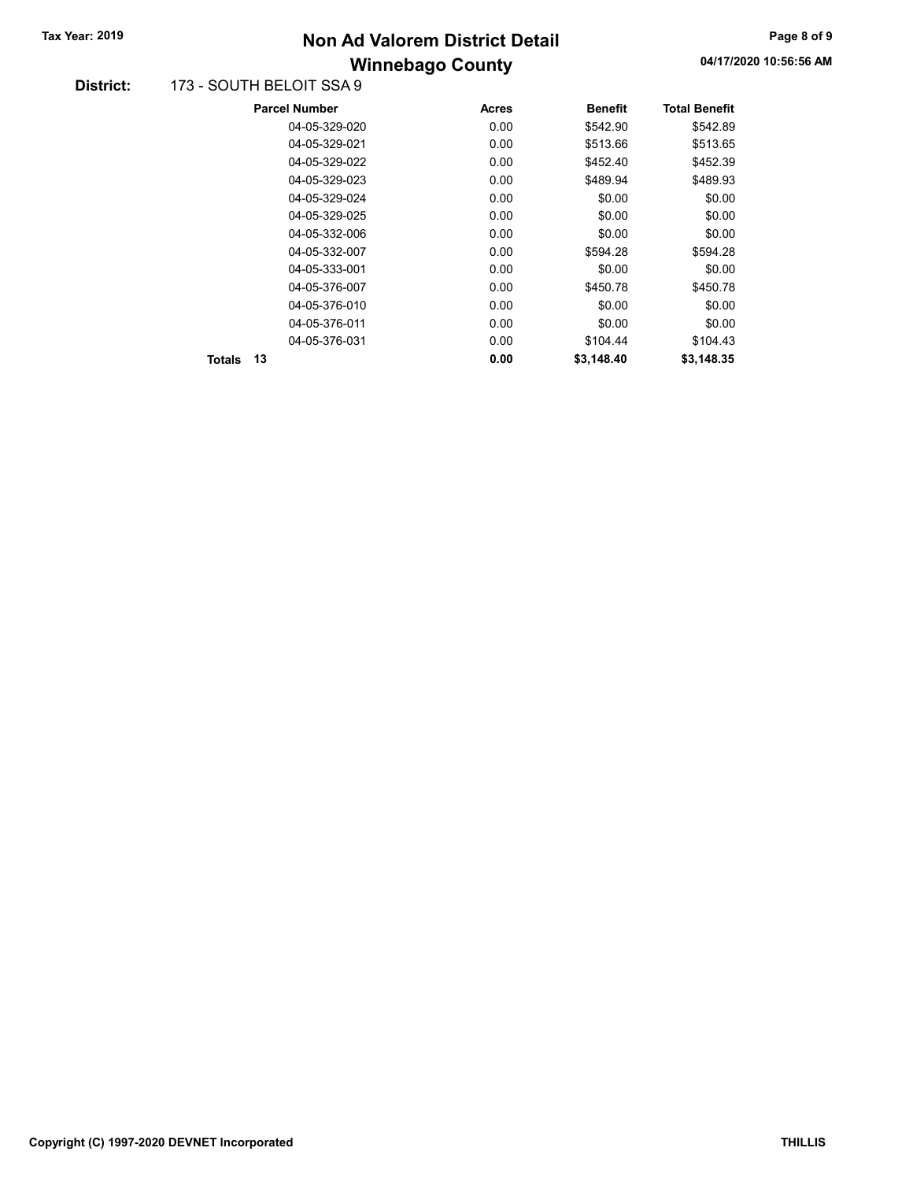# Non Ad Valorem District Detail

## Winnebago County

Tax Year: 2019

04/17/2020 10:56:56 AM

**District:** 173 - SOUTH BELOIT SSA 9

| Parcel Number | Acres | Benefit | Total Benefit |
|---|---|---|---|
| 04-05-329-020 | 0.00 | $542.90 | $542.89 |
| 04-05-329-021 | 0.00 | $513.66 | $513.65 |
| 04-05-329-022 | 0.00 | $452.40 | $452.39 |
| 04-05-329-023 | 0.00 | $489.94 | $489.93 |
| 04-05-329-024 | 0.00 | $0.00 | $0.00 |
| 04-05-329-025 | 0.00 | $0.00 | $0.00 |
| 04-05-332-006 | 0.00 | $0.00 | $0.00 |
| 04-05-332-007 | 0.00 | $594.28 | $594.28 |
| 04-05-333-001 | 0.00 | $0.00 | $0.00 |
| 04-05-376-007 | 0.00 | $450.78 | $450.78 |
| 04-05-376-010 | 0.00 | $0.00 | $0.00 |
| 04-05-376-011 | 0.00 | $0.00 | $0.00 |
| 04-05-376-031 | 0.00 | $104.44 | $104.43 |
| **Totals 13** | **0.00** | **$3,148.40** | **$3,148.35** |

Copyright (C) 1997-2020 DEVNET Incorporated

THILLIS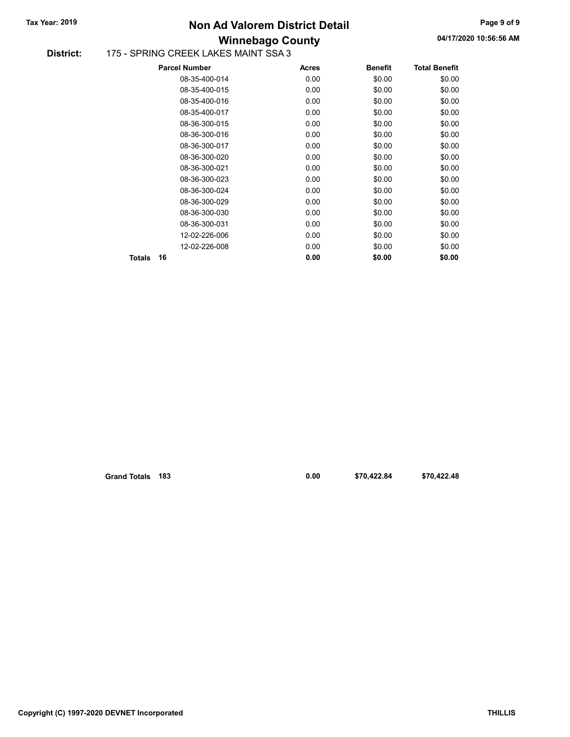# Non Ad Valorem District Detail

## Winnebago County

**Tax Year: 2019**

04/17/2020 10:56:56 AM

**District:** 175 - SPRING CREEK LAKES MAINT SSA 3

| | Parcel Number | Acres | Benefit | Total Benefit |
|---|---|---|---|---|
| | 08-35-400-014 | 0.00 | $0.00 | $0.00 |
| | 08-35-400-015 | 0.00 | $0.00 | $0.00 |
| | 08-35-400-016 | 0.00 | $0.00 | $0.00 |
| | 08-35-400-017 | 0.00 | $0.00 | $0.00 |
| | 08-36-300-015 | 0.00 | $0.00 | $0.00 |
| | 08-36-300-016 | 0.00 | $0.00 | $0.00 |
| | 08-36-300-017 | 0.00 | $0.00 | $0.00 |
| | 08-36-300-020 | 0.00 | $0.00 | $0.00 |
| | 08-36-300-021 | 0.00 | $0.00 | $0.00 |
| | 08-36-300-023 | 0.00 | $0.00 | $0.00 |
| | 08-36-300-024 | 0.00 | $0.00 | $0.00 |
| | 08-36-300-029 | 0.00 | $0.00 | $0.00 |
| | 08-36-300-030 | 0.00 | $0.00 | $0.00 |
| | 08-36-300-031 | 0.00 | $0.00 | $0.00 |
| | 12-02-226-006 | 0.00 | $0.00 | $0.00 |
| | 12-02-226-008 | 0.00 | $0.00 | $0.00 |
| **Totals** | **16** | **0.00** | **$0.00** | **$0.00** |

| | | | | |
|---|---|---|---|---|
| **Grand Totals** | **183** | **0.00** | **$70,422.84** | **$70,422.48** |

Copyright (C) 1997-2020 DEVNET Incorporated

THILLIS